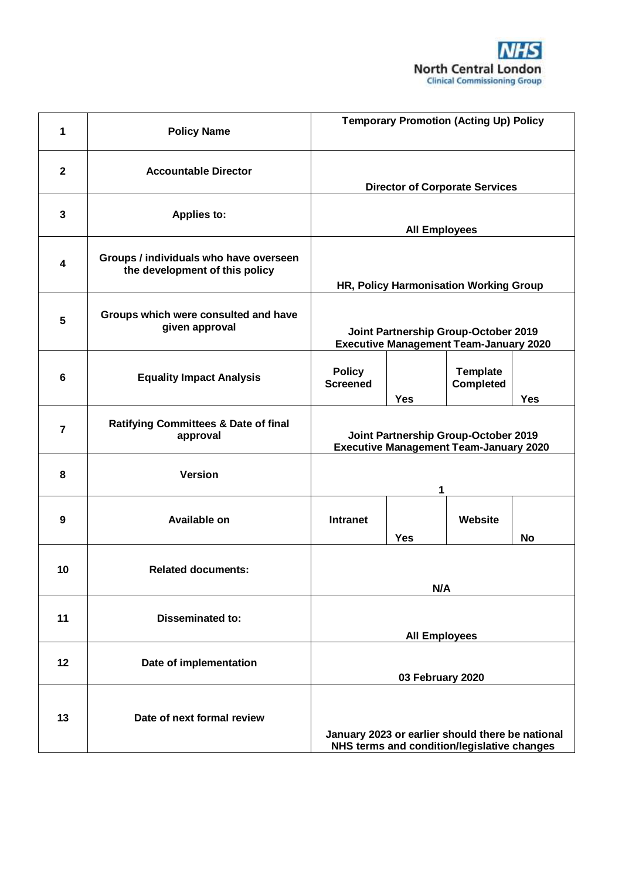NHS North Central London Clinical Commissioning Group

| | | | | | |
|---|---|---|---|---|---|
| 1 | **Policy Name** | **Temporary Promotion (Acting Up) Policy** | | | |
| 2 | **Accountable Director** | **Director of Corporate Services** | | | |
| 3 | **Applies to:** | **All Employees** | | | |
| 4 | **Groups / individuals who have overseen the development of this policy** | **HR, Policy Harmonisation Working Group** | | | |
| 5 | **Groups which were consulted and have given approval** | **Joint Partnership Group-October 2019**<br>**Executive Management Team-January 2020** | | | |
| 6 | **Equality Impact Analysis** | **Policy Screened** | **Yes** | **Template Completed** | **Yes** |
| 7 | **Ratifying Committees & Date of final approval** | **Joint Partnership Group-October 2019**<br>**Executive Management Team-January 2020** | | | |
| 8 | **Version** | **1** | | | |
| 9 | **Available on** | **Intranet** | **Yes** | **Website** | **No** |
| 10 | **Related documents:** | **N/A** | | | |
| 11 | **Disseminated to:** | **All Employees** | | | |
| 12 | **Date of implementation** | **03 February 2020** | | | |
| 13 | **Date of next formal review** | **January 2023 or earlier should there be national NHS terms and condition/legislative changes** | | | |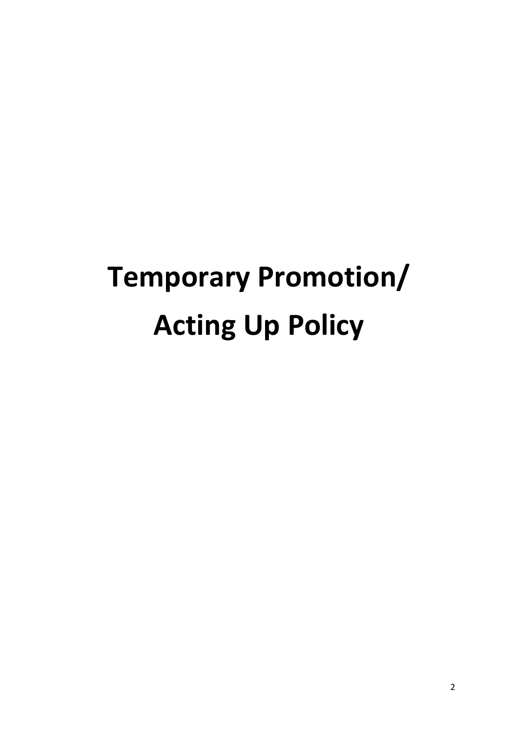# Temporary Promotion/ Acting Up Policy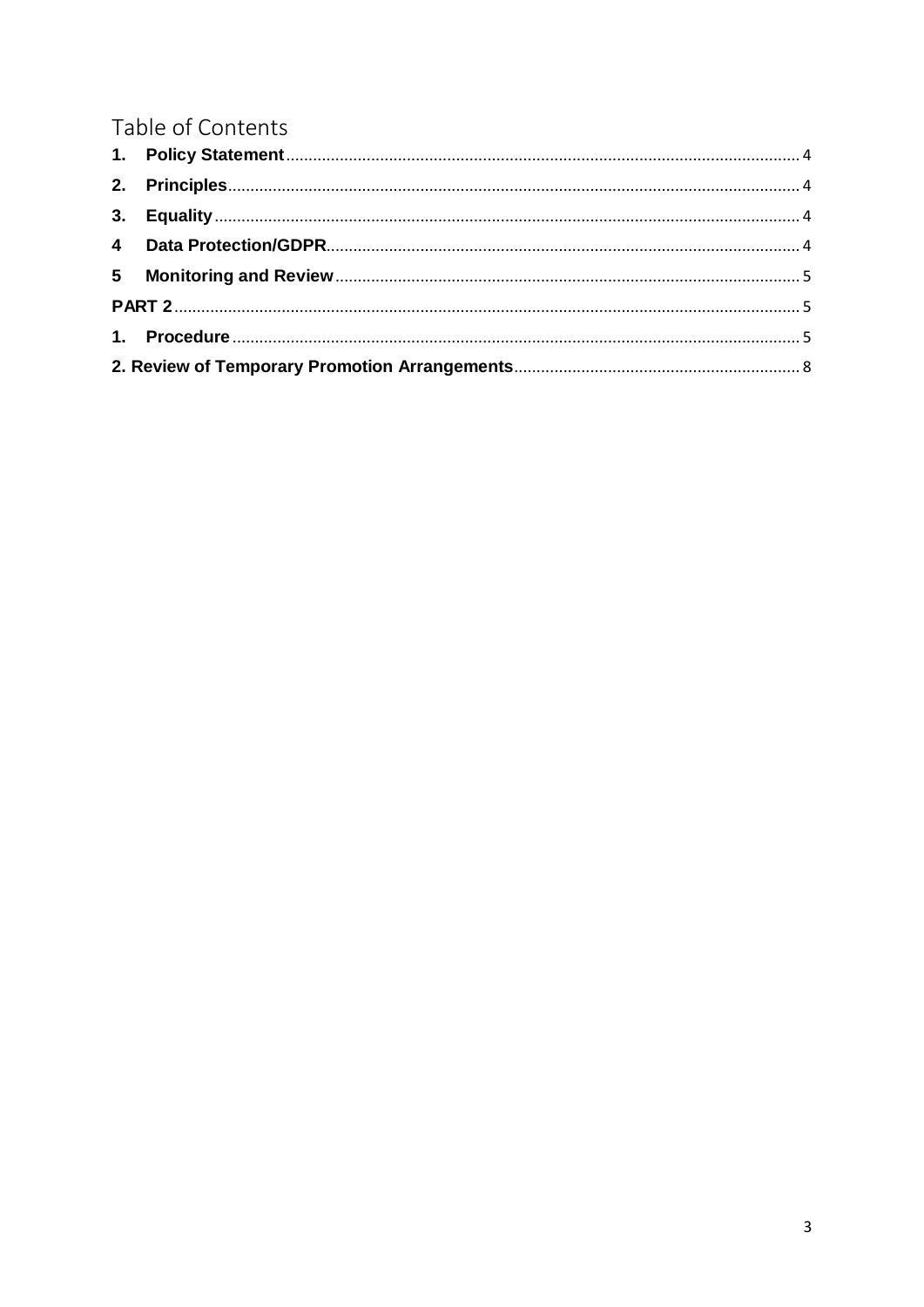# Table of Contents

1. **Policy Statement** ........ 4
2. **Principles** ........ 4
3. **Equality** ........ 4
4. **Data Protection/GDPR** ........ 4
5. **Monitoring and Review** ........ 5

**PART 2** ........ 5

1. **Procedure** ........ 5

**2. Review of Temporary Promotion Arrangements** ........ 8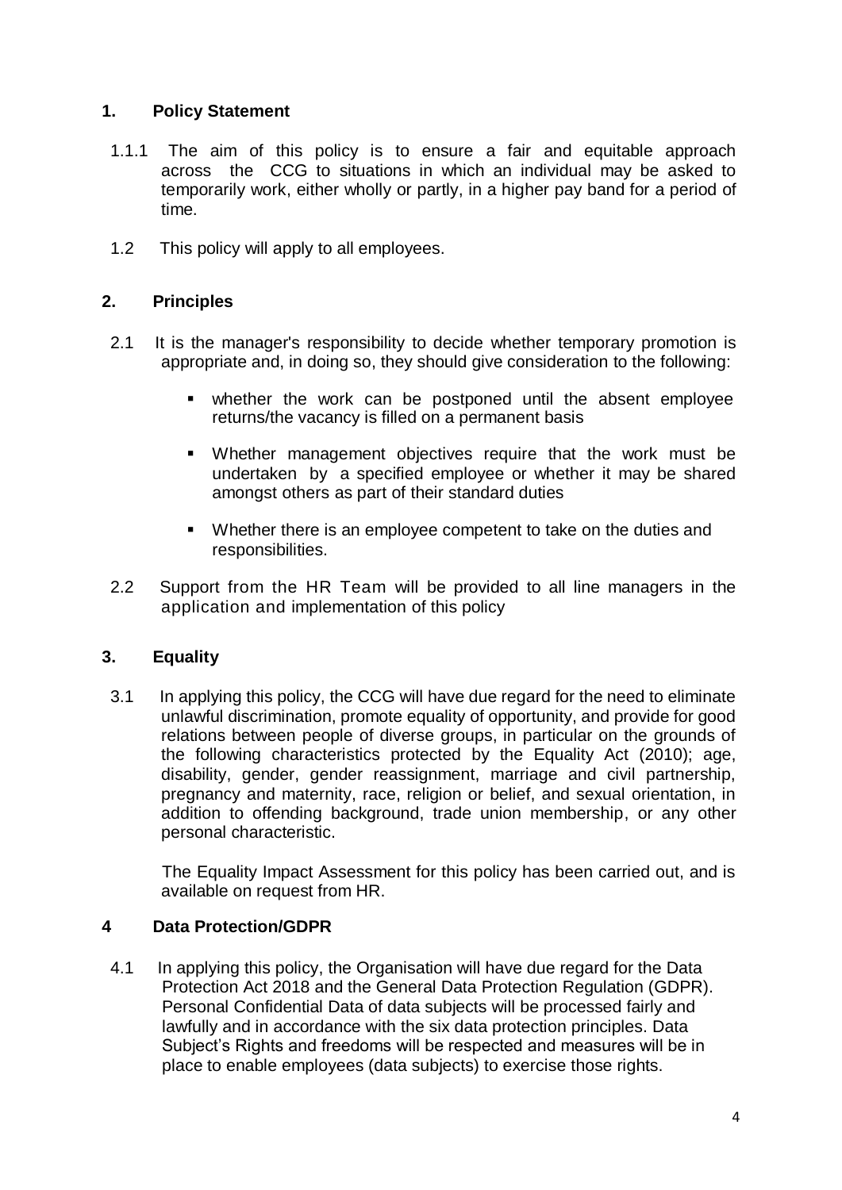## 1. Policy Statement

1.1.1 The aim of this policy is to ensure a fair and equitable approach across the CCG to situations in which an individual may be asked to temporarily work, either wholly or partly, in a higher pay band for a period of time.

1.2 This policy will apply to all employees.

## 2. Principles

2.1 It is the manager's responsibility to decide whether temporary promotion is appropriate and, in doing so, they should give consideration to the following:

- whether the work can be postponed until the absent employee returns/the vacancy is filled on a permanent basis
- Whether management objectives require that the work must be undertaken by a specified employee or whether it may be shared amongst others as part of their standard duties
- Whether there is an employee competent to take on the duties and responsibilities.

2.2 Support from the HR Team will be provided to all line managers in the application and implementation of this policy

## 3. Equality

3.1 In applying this policy, the CCG will have due regard for the need to eliminate unlawful discrimination, promote equality of opportunity, and provide for good relations between people of diverse groups, in particular on the grounds of the following characteristics protected by the Equality Act (2010); age, disability, gender, gender reassignment, marriage and civil partnership, pregnancy and maternity, race, religion or belief, and sexual orientation, in addition to offending background, trade union membership, or any other personal characteristic.

The Equality Impact Assessment for this policy has been carried out, and is available on request from HR.

## 4 Data Protection/GDPR

4.1 In applying this policy, the Organisation will have due regard for the Data Protection Act 2018 and the General Data Protection Regulation (GDPR). Personal Confidential Data of data subjects will be processed fairly and lawfully and in accordance with the six data protection principles. Data Subject's Rights and freedoms will be respected and measures will be in place to enable employees (data subjects) to exercise those rights.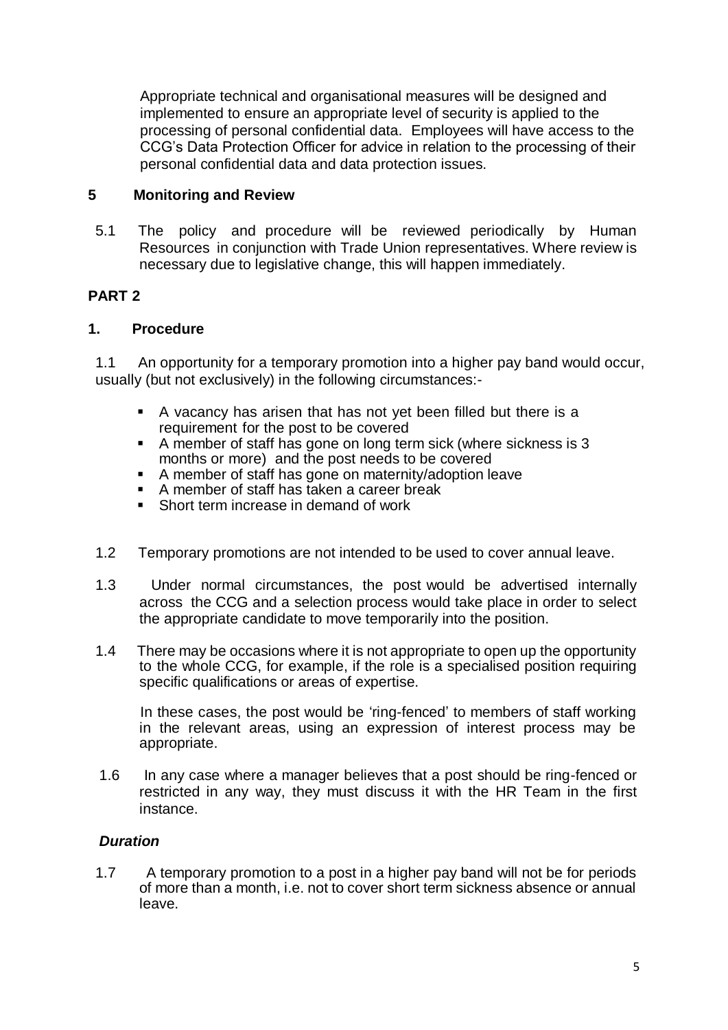Appropriate technical and organisational measures will be designed and implemented to ensure an appropriate level of security is applied to the processing of personal confidential data. Employees will have access to the CCG's Data Protection Officer for advice in relation to the processing of their personal confidential data and data protection issues.

## 5 Monitoring and Review

5.1 The policy and procedure will be reviewed periodically by Human Resources in conjunction with Trade Union representatives. Where review is necessary due to legislative change, this will happen immediately.

# PART 2

## 1. Procedure

1.1 An opportunity for a temporary promotion into a higher pay band would occur, usually (but not exclusively) in the following circumstances:-

- A vacancy has arisen that has not yet been filled but there is a requirement for the post to be covered
- A member of staff has gone on long term sick (where sickness is 3 months or more) and the post needs to be covered
- A member of staff has gone on maternity/adoption leave
- A member of staff has taken a career break
- Short term increase in demand of work

1.2 Temporary promotions are not intended to be used to cover annual leave.

1.3 Under normal circumstances, the post would be advertised internally across the CCG and a selection process would take place in order to select the appropriate candidate to move temporarily into the position.

1.4 There may be occasions where it is not appropriate to open up the opportunity to the whole CCG, for example, if the role is a specialised position requiring specific qualifications or areas of expertise.

In these cases, the post would be 'ring-fenced' to members of staff working in the relevant areas, using an expression of interest process may be appropriate.

1.6 In any case where a manager believes that a post should be ring-fenced or restricted in any way, they must discuss it with the HR Team in the first instance.

### *Duration*

1.7 A temporary promotion to a post in a higher pay band will not be for periods of more than a month, i.e. not to cover short term sickness absence or annual leave.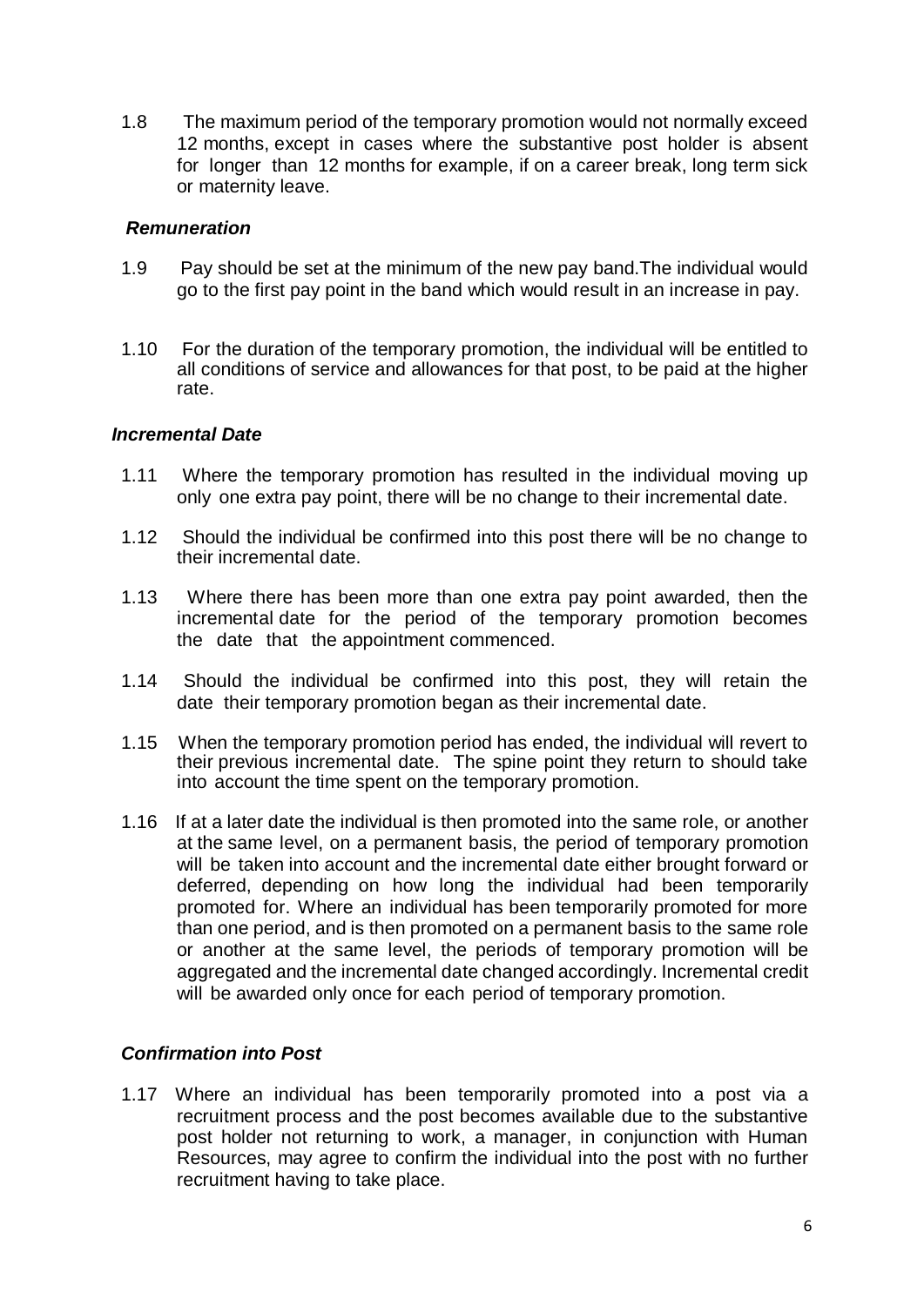1.8 The maximum period of the temporary promotion would not normally exceed 12 months, except in cases where the substantive post holder is absent for longer than 12 months for example, if on a career break, long term sick or maternity leave.

### *Remuneration*

1.9 Pay should be set at the minimum of the new pay band.The individual would go to the first pay point in the band which would result in an increase in pay.

1.10 For the duration of the temporary promotion, the individual will be entitled to all conditions of service and allowances for that post, to be paid at the higher rate.

### *Incremental Date*

1.11 Where the temporary promotion has resulted in the individual moving up only one extra pay point, there will be no change to their incremental date.

1.12 Should the individual be confirmed into this post there will be no change to their incremental date.

1.13 Where there has been more than one extra pay point awarded, then the incremental date for the period of the temporary promotion becomes the date that the appointment commenced.

1.14 Should the individual be confirmed into this post, they will retain the date their temporary promotion began as their incremental date.

1.15 When the temporary promotion period has ended, the individual will revert to their previous incremental date. The spine point they return to should take into account the time spent on the temporary promotion.

1.16 If at a later date the individual is then promoted into the same role, or another at the same level, on a permanent basis, the period of temporary promotion will be taken into account and the incremental date either brought forward or deferred, depending on how long the individual had been temporarily promoted for. Where an individual has been temporarily promoted for more than one period, and is then promoted on a permanent basis to the same role or another at the same level, the periods of temporary promotion will be aggregated and the incremental date changed accordingly. Incremental credit will be awarded only once for each period of temporary promotion.

### *Confirmation into Post*

1.17 Where an individual has been temporarily promoted into a post via a recruitment process and the post becomes available due to the substantive post holder not returning to work, a manager, in conjunction with Human Resources, may agree to confirm the individual into the post with no further recruitment having to take place.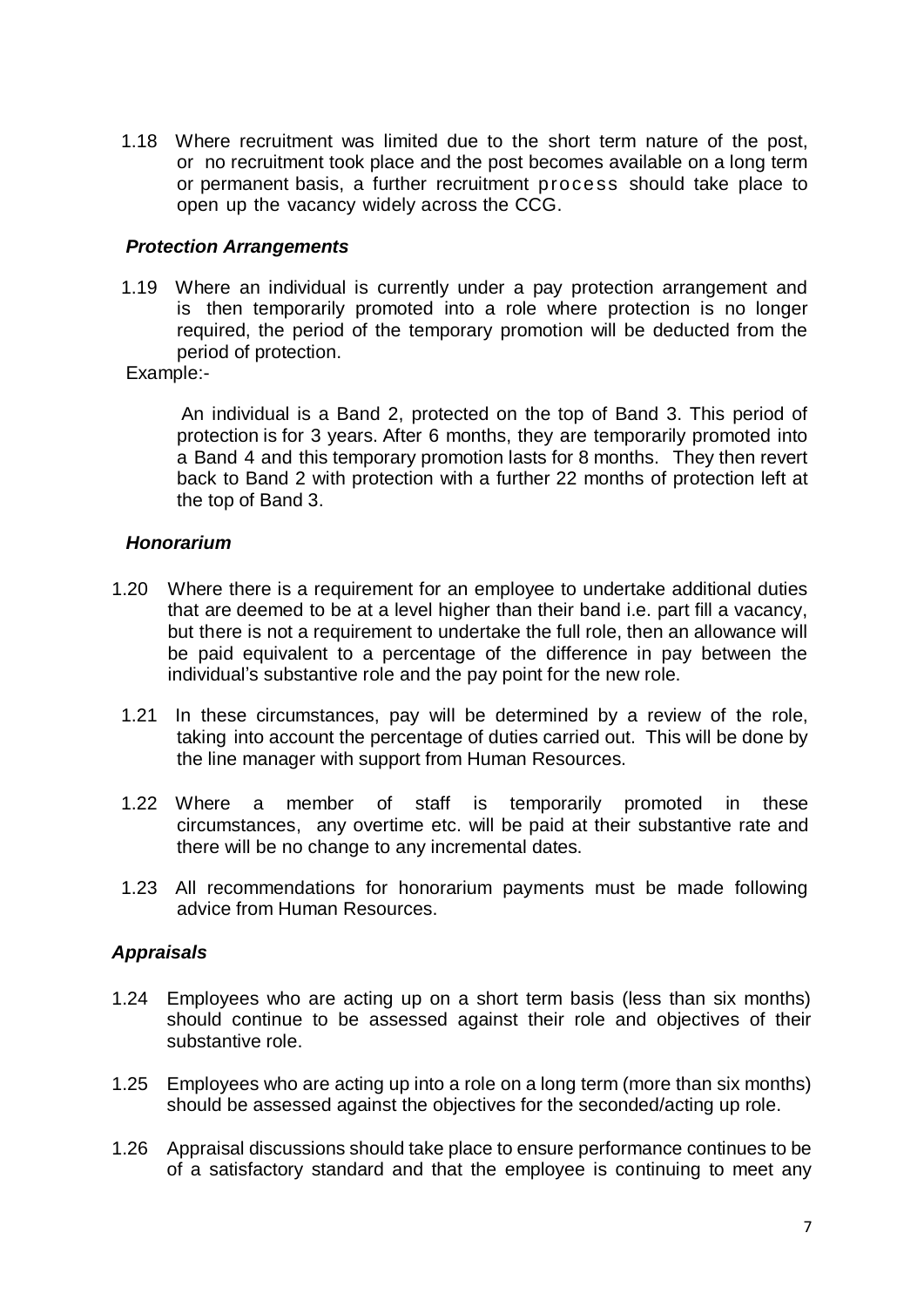1.18 Where recruitment was limited due to the short term nature of the post, or no recruitment took place and the post becomes available on a long term or permanent basis, a further recruitment process should take place to open up the vacancy widely across the CCG.

### *Protection Arrangements*

1.19 Where an individual is currently under a pay protection arrangement and is then temporarily promoted into a role where protection is no longer required, the period of the temporary promotion will be deducted from the period of protection.

Example:-

> An individual is a Band 2, protected on the top of Band 3. This period of protection is for 3 years. After 6 months, they are temporarily promoted into a Band 4 and this temporary promotion lasts for 8 months. They then revert back to Band 2 with protection with a further 22 months of protection left at the top of Band 3.

### *Honorarium*

1.20 Where there is a requirement for an employee to undertake additional duties that are deemed to be at a level higher than their band i.e. part fill a vacancy, but there is not a requirement to undertake the full role, then an allowance will be paid equivalent to a percentage of the difference in pay between the individual's substantive role and the pay point for the new role.

1.21 In these circumstances, pay will be determined by a review of the role, taking into account the percentage of duties carried out. This will be done by the line manager with support from Human Resources.

1.22 Where a member of staff is temporarily promoted in these circumstances, any overtime etc. will be paid at their substantive rate and there will be no change to any incremental dates.

1.23 All recommendations for honorarium payments must be made following advice from Human Resources.

### *Appraisals*

1.24 Employees who are acting up on a short term basis (less than six months) should continue to be assessed against their role and objectives of their substantive role.

1.25 Employees who are acting up into a role on a long term (more than six months) should be assessed against the objectives for the seconded/acting up role.

1.26 Appraisal discussions should take place to ensure performance continues to be of a satisfactory standard and that the employee is continuing to meet any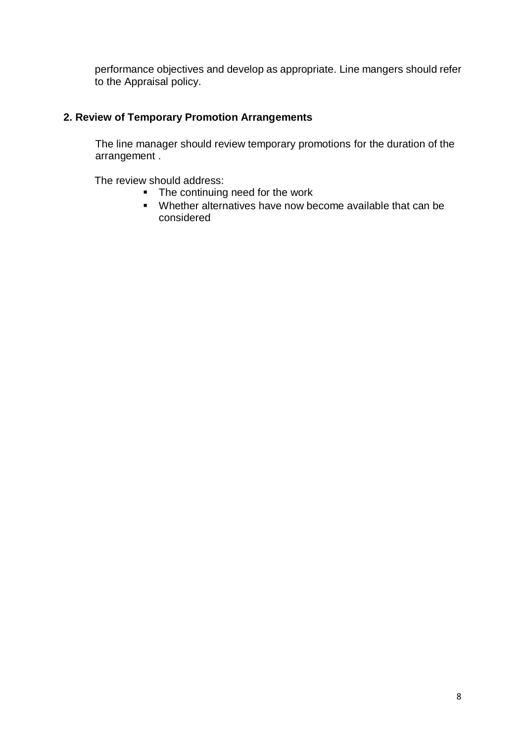performance objectives and develop as appropriate. Line mangers should refer to the Appraisal policy.

## 2. Review of Temporary Promotion Arrangements

The line manager should review temporary promotions for the duration of the arrangement .

The review should address:

- The continuing need for the work
- Whether alternatives have now become available that can be considered